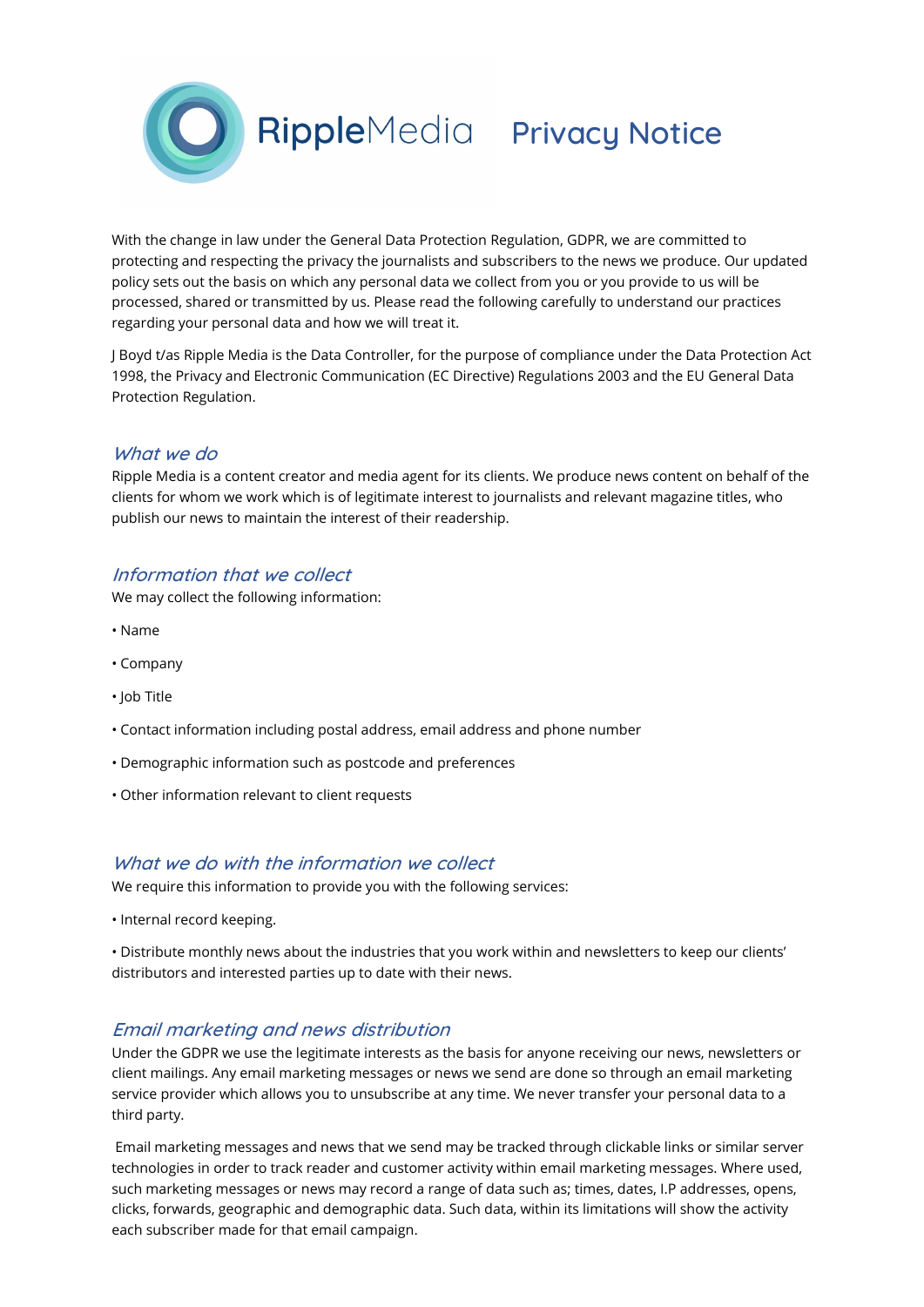# RippleMedia Privacy Notice

With the change in law under the General Data Protection Regulation, GDPR, we are committed to protecting and respecting the privacy the journalists and subscribers to the news we produce. Our updated policy sets out the basis on which any personal data we collect from you or you provide to us will be processed, shared or transmitted by us. Please read the following carefully to understand our practices regarding your personal data and how we will treat it.

J Boyd t/as Ripple Media is the Data Controller, for the purpose of compliance under the Data Protection Act 1998, the Privacy and Electronic Communication (EC Directive) Regulations 2003 and the EU General Data Protection Regulation.

## *What we do*

Ripple Media is a content creator and media agent for its clients. We produce news content on behalf of the clients for whom we work which is of legitimate interest to journalists and relevant magazine titles, who publish our news to maintain the interest of their readership.

## *Information that we collect*

We may collect the following information:

- Name
- Company
- Job Title
- Contact information including postal address, email address and phone number
- Demographic information such as postcode and preferences
- Other information relevant to client requests

## *What we do with the information we collect*

We require this information to provide you with the following services:

- Internal record keeping.
- Distribute monthly news about the industries that you work within and newsletters to keep our clients' distributors and interested parties up to date with their news.

## *Email marketing and news distribution*

Under the GDPR we use the legitimate interests as the basis for anyone receiving our news, newsletters or client mailings. Any email marketing messages or news we send are done so through an email marketing service provider which allows you to unsubscribe at any time. We never transfer your personal data to a third party.

Email marketing messages and news that we send may be tracked through clickable links or similar server technologies in order to track reader and customer activity within email marketing messages. Where used, such marketing messages or news may record a range of data such as; times, dates, I.P addresses, opens, clicks, forwards, geographic and demographic data. Such data, within its limitations will show the activity each subscriber made for that email campaign.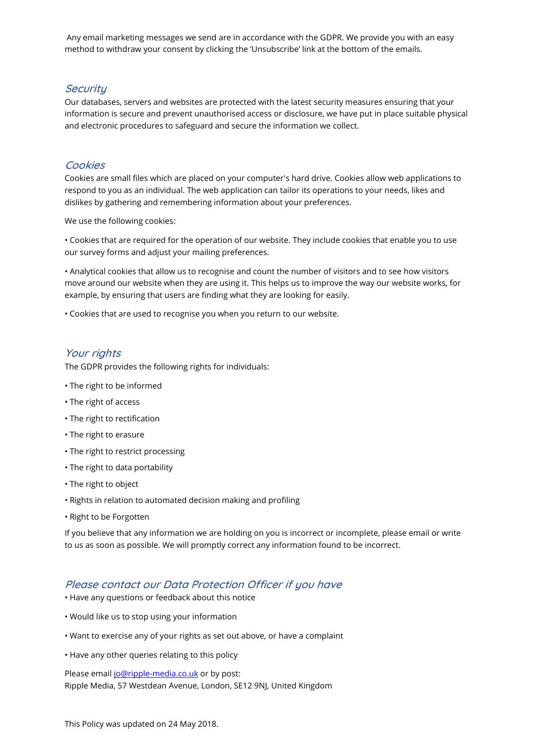Any email marketing messages we send are in accordance with the GDPR. We provide you with an easy method to withdraw your consent by clicking the 'Unsubscribe' link at the bottom of the emails.

## *Security*

Our databases, servers and websites are protected with the latest security measures ensuring that your information is secure and prevent unauthorised access or disclosure, we have put in place suitable physical and electronic procedures to safeguard and secure the information we collect.

## *Cookies*

Cookies are small files which are placed on your computer's hard drive. Cookies allow web applications to respond to you as an individual. The web application can tailor its operations to your needs, likes and dislikes by gathering and remembering information about your preferences.

We use the following cookies:

- Cookies that are required for the operation of our website. They include cookies that enable you to use our survey forms and adjust your mailing preferences.
- Analytical cookies that allow us to recognise and count the number of visitors and to see how visitors move around our website when they are using it. This helps us to improve the way our website works, for example, by ensuring that users are finding what they are looking for easily.
- Cookies that are used to recognise you when you return to our website.

## *Your rights*

The GDPR provides the following rights for individuals:

- The right to be informed
- The right of access
- The right to rectification
- The right to erasure
- The right to restrict processing
- The right to data portability
- The right to object
- Rights in relation to automated decision making and profiling
- Right to be Forgotten

If you believe that any information we are holding on you is incorrect or incomplete, please email or write to us as soon as possible. We will promptly correct any information found to be incorrect.

## *Please contact our Data Protection Officer if you have*

- Have any questions or feedback about this notice
- Would like us to stop using your information
- Want to exercise any of your rights as set out above, or have a complaint
- Have any other queries relating to this policy

Please email jo@ripple-media.co.uk or by post:
Ripple Media, 57 Westdean Avenue, London, SE12 9NJ, United Kingdom

This Policy was updated on 24 May 2018.